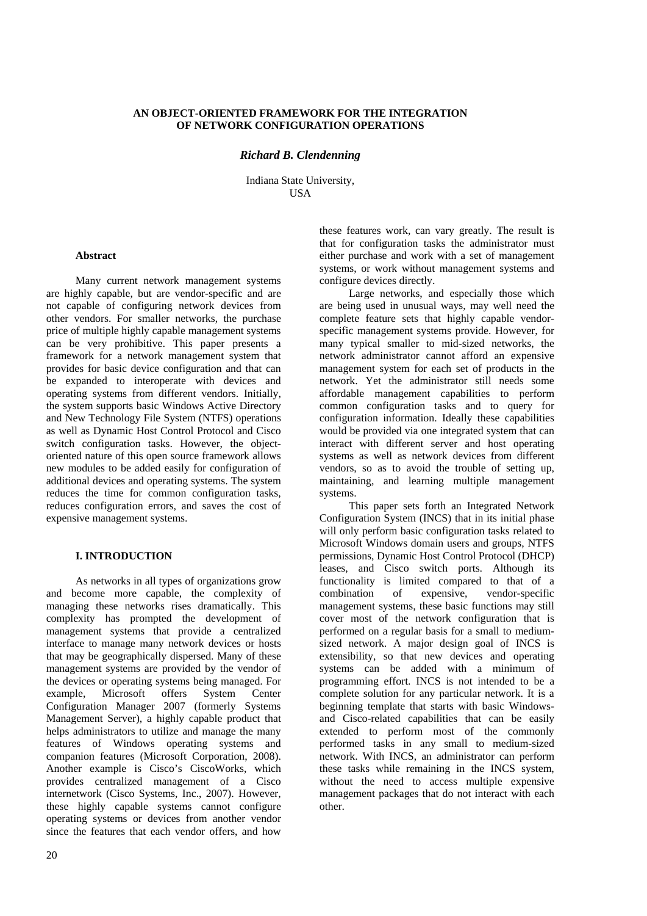# AN OBJECT-ORIENTED FRAMEWORK FOR THE INTEGRATION OF NETWORK CONFIGURATION OPERATIONS

***Richard B. Clendenning***

Indiana State University,
USA

## Abstract

Many current network management systems are highly capable, but are vendor-specific and are not capable of configuring network devices from other vendors. For smaller networks, the purchase price of multiple highly capable management systems can be very prohibitive. This paper presents a framework for a network management system that provides for basic device configuration and that can be expanded to interoperate with devices and operating systems from different vendors. Initially, the system supports basic Windows Active Directory and New Technology File System (NTFS) operations as well as Dynamic Host Control Protocol and Cisco switch configuration tasks. However, the object-oriented nature of this open source framework allows new modules to be added easily for configuration of additional devices and operating systems. The system reduces the time for common configuration tasks, reduces configuration errors, and saves the cost of expensive management systems.

## I. INTRODUCTION

As networks in all types of organizations grow and become more capable, the complexity of managing these networks rises dramatically. This complexity has prompted the development of management systems that provide a centralized interface to manage many network devices or hosts that may be geographically dispersed. Many of these management systems are provided by the vendor of the devices or operating systems being managed. For example, Microsoft offers System Center Configuration Manager 2007 (formerly Systems Management Server), a highly capable product that helps administrators to utilize and manage the many features of Windows operating systems and companion features (Microsoft Corporation, 2008). Another example is Cisco's CiscoWorks, which provides centralized management of a Cisco internetwork (Cisco Systems, Inc., 2007). However, these highly capable systems cannot configure operating systems or devices from another vendor since the features that each vendor offers, and how these features work, can vary greatly. The result is that for configuration tasks the administrator must either purchase and work with a set of management systems, or work without management systems and configure devices directly.

Large networks, and especially those which are being used in unusual ways, may well need the complete feature sets that highly capable vendor-specific management systems provide. However, for many typical smaller to mid-sized networks, the network administrator cannot afford an expensive management system for each set of products in the network. Yet the administrator still needs some affordable management capabilities to perform common configuration tasks and to query for configuration information. Ideally these capabilities would be provided via one integrated system that can interact with different server and host operating systems as well as network devices from different vendors, so as to avoid the trouble of setting up, maintaining, and learning multiple management systems.

This paper sets forth an Integrated Network Configuration System (INCS) that in its initial phase will only perform basic configuration tasks related to Microsoft Windows domain users and groups, NTFS permissions, Dynamic Host Control Protocol (DHCP) leases, and Cisco switch ports. Although its functionality is limited compared to that of a combination of expensive, vendor-specific management systems, these basic functions may still cover most of the network configuration that is performed on a regular basis for a small to medium-sized network. A major design goal of INCS is extensibility, so that new devices and operating systems can be added with a minimum of programming effort. INCS is not intended to be a complete solution for any particular network. It is a beginning template that starts with basic Windows- and Cisco-related capabilities that can be easily extended to perform most of the commonly performed tasks in any small to medium-sized network. With INCS, an administrator can perform these tasks while remaining in the INCS system, without the need to access multiple expensive management packages that do not interact with each other.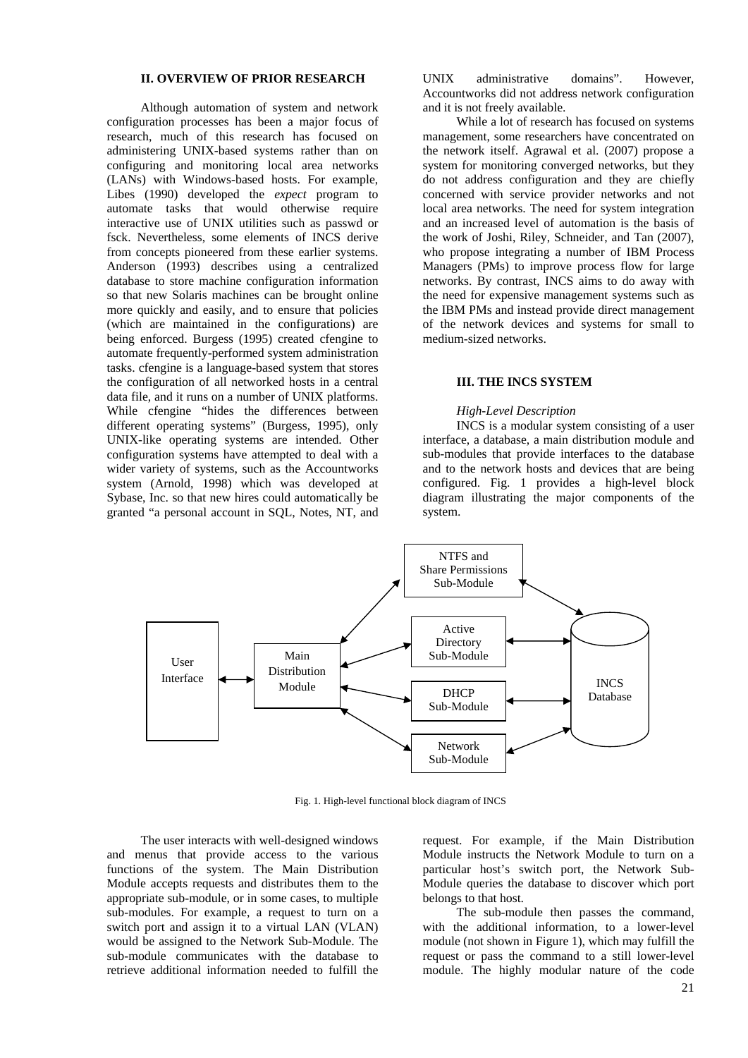## II. OVERVIEW OF PRIOR RESEARCH

Although automation of system and network configuration processes has been a major focus of research, much of this research has focused on administering UNIX-based systems rather than on configuring and monitoring local area networks (LANs) with Windows-based hosts. For example, Libes (1990) developed the *expect* program to automate tasks that would otherwise require interactive use of UNIX utilities such as passwd or fsck. Nevertheless, some elements of INCS derive from concepts pioneered from these earlier systems. Anderson (1993) describes using a centralized database to store machine configuration information so that new Solaris machines can be brought online more quickly and easily, and to ensure that policies (which are maintained in the configurations) are being enforced. Burgess (1995) created cfengine to automate frequently-performed system administration tasks. cfengine is a language-based system that stores the configuration of all networked hosts in a central data file, and it runs on a number of UNIX platforms. While cfengine "hides the differences between different operating systems" (Burgess, 1995), only UNIX-like operating systems are intended. Other configuration systems have attempted to deal with a wider variety of systems, such as the Accountworks system (Arnold, 1998) which was developed at Sybase, Inc. so that new hires could automatically be granted "a personal account in SQL, Notes, NT, and UNIX administrative domains". However, Accountworks did not address network configuration and it is not freely available.

While a lot of research has focused on systems management, some researchers have concentrated on the network itself. Agrawal et al. (2007) propose a system for monitoring converged networks, but they do not address configuration and they are chiefly concerned with service provider networks and not local area networks. The need for system integration and an increased level of automation is the basis of the work of Joshi, Riley, Schneider, and Tan (2007), who propose integrating a number of IBM Process Managers (PMs) to improve process flow for large networks. By contrast, INCS aims to do away with the need for expensive management systems such as the IBM PMs and instead provide direct management of the network devices and systems for small to medium-sized networks.

## III. THE INCS SYSTEM

### *High-Level Description*

INCS is a modular system consisting of a user interface, a database, a main distribution module and sub-modules that provide interfaces to the database and to the network hosts and devices that are being configured. Fig. 1 provides a high-level block diagram illustrating the major components of the system.

Fig. 1. High-level functional block diagram of INCS

The user interacts with well-designed windows and menus that provide access to the various functions of the system. The Main Distribution Module accepts requests and distributes them to the appropriate sub-module, or in some cases, to multiple sub-modules. For example, a request to turn on a switch port and assign it to a virtual LAN (VLAN) would be assigned to the Network Sub-Module. The sub-module communicates with the database to retrieve additional information needed to fulfill the request. For example, if the Main Distribution Module instructs the Network Module to turn on a particular host's switch port, the Network Sub-Module queries the database to discover which port belongs to that host.

The sub-module then passes the command, with the additional information, to a lower-level module (not shown in Figure 1), which may fulfill the request or pass the command to a still lower-level module. The highly modular nature of the code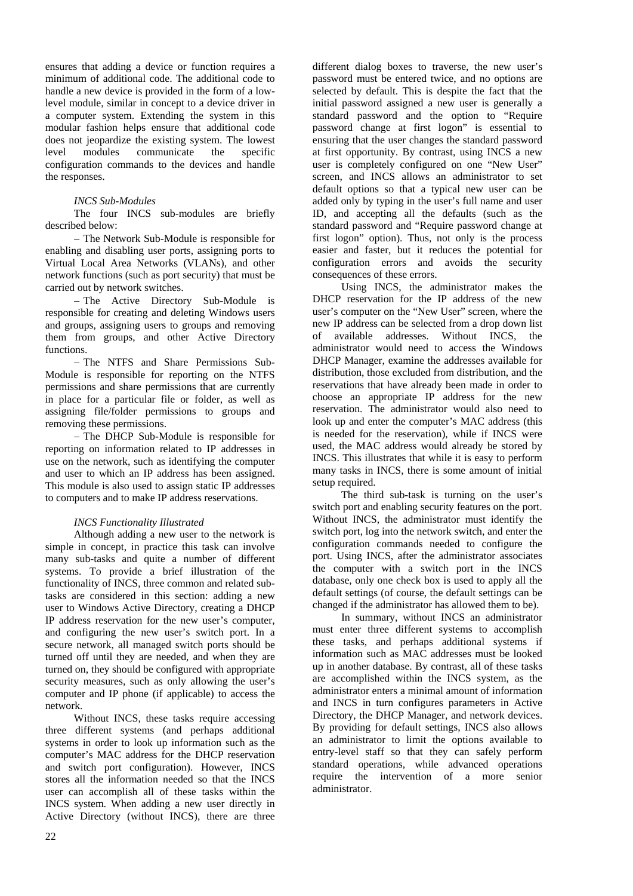ensures that adding a device or function requires a minimum of additional code. The additional code to handle a new device is provided in the form of a low-level module, similar in concept to a device driver in a computer system. Extending the system in this modular fashion helps ensure that additional code does not jeopardize the existing system. The lowest level modules communicate the specific configuration commands to the devices and handle the responses.

### *INCS Sub-Modules*

The four INCS sub-modules are briefly described below:

– The Network Sub-Module is responsible for enabling and disabling user ports, assigning ports to Virtual Local Area Networks (VLANs), and other network functions (such as port security) that must be carried out by network switches.

– The Active Directory Sub-Module is responsible for creating and deleting Windows users and groups, assigning users to groups and removing them from groups, and other Active Directory functions.

– The NTFS and Share Permissions Sub-Module is responsible for reporting on the NTFS permissions and share permissions that are currently in place for a particular file or folder, as well as assigning file/folder permissions to groups and removing these permissions.

– The DHCP Sub-Module is responsible for reporting on information related to IP addresses in use on the network, such as identifying the computer and user to which an IP address has been assigned. This module is also used to assign static IP addresses to computers and to make IP address reservations.

### *INCS Functionality Illustrated*

Although adding a new user to the network is simple in concept, in practice this task can involve many sub-tasks and quite a number of different systems. To provide a brief illustration of the functionality of INCS, three common and related sub-tasks are considered in this section: adding a new user to Windows Active Directory, creating a DHCP IP address reservation for the new user's computer, and configuring the new user's switch port. In a secure network, all managed switch ports should be turned off until they are needed, and when they are turned on, they should be configured with appropriate security measures, such as only allowing the user's computer and IP phone (if applicable) to access the network.

Without INCS, these tasks require accessing three different systems (and perhaps additional systems in order to look up information such as the computer's MAC address for the DHCP reservation and switch port configuration). However, INCS stores all the information needed so that the INCS user can accomplish all of these tasks within the INCS system. When adding a new user directly in Active Directory (without INCS), there are three different dialog boxes to traverse, the new user's password must be entered twice, and no options are selected by default. This is despite the fact that the initial password assigned a new user is generally a standard password and the option to "Require password change at first logon" is essential to ensuring that the user changes the standard password at first opportunity. By contrast, using INCS a new user is completely configured on one "New User" screen, and INCS allows an administrator to set default options so that a typical new user can be added only by typing in the user's full name and user ID, and accepting all the defaults (such as the standard password and "Require password change at first logon" option). Thus, not only is the process easier and faster, but it reduces the potential for configuration errors and avoids the security consequences of these errors.

Using INCS, the administrator makes the DHCP reservation for the IP address of the new user's computer on the "New User" screen, where the new IP address can be selected from a drop down list of available addresses. Without INCS, the administrator would need to access the Windows DHCP Manager, examine the addresses available for distribution, those excluded from distribution, and the reservations that have already been made in order to choose an appropriate IP address for the new reservation. The administrator would also need to look up and enter the computer's MAC address (this is needed for the reservation), while if INCS were used, the MAC address would already be stored by INCS. This illustrates that while it is easy to perform many tasks in INCS, there is some amount of initial setup required.

The third sub-task is turning on the user's switch port and enabling security features on the port. Without INCS, the administrator must identify the switch port, log into the network switch, and enter the configuration commands needed to configure the port. Using INCS, after the administrator associates the computer with a switch port in the INCS database, only one check box is used to apply all the default settings (of course, the default settings can be changed if the administrator has allowed them to be).

In summary, without INCS an administrator must enter three different systems to accomplish these tasks, and perhaps additional systems if information such as MAC addresses must be looked up in another database. By contrast, all of these tasks are accomplished within the INCS system, as the administrator enters a minimal amount of information and INCS in turn configures parameters in Active Directory, the DHCP Manager, and network devices. By providing for default settings, INCS also allows an administrator to limit the options available to entry-level staff so that they can safely perform standard operations, while advanced operations require the intervention of a more senior administrator.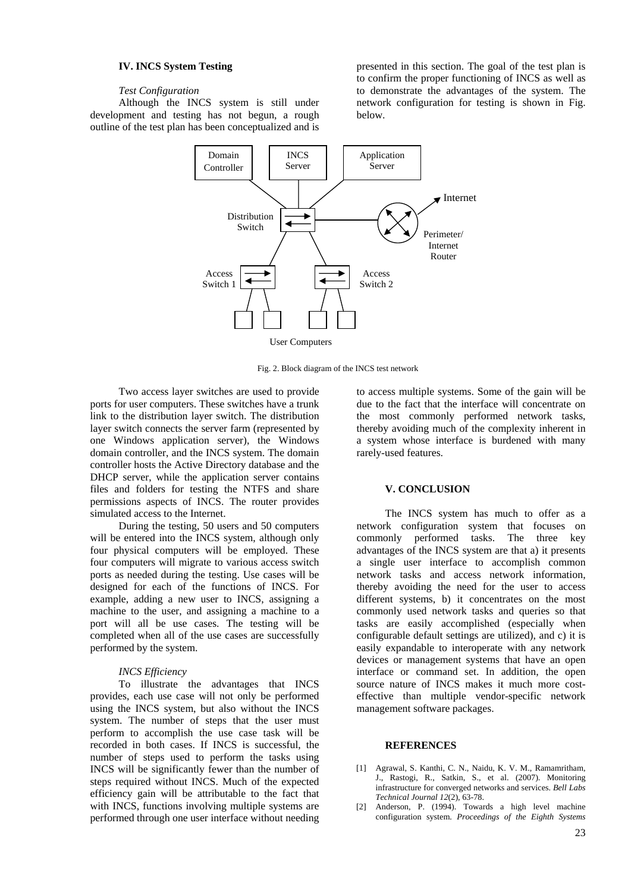## IV. INCS System Testing

*Test Configuration*

Although the INCS system is still under development and testing has not begun, a rough outline of the test plan has been conceptualized and is presented in this section. The goal of the test plan is to confirm the proper functioning of INCS as well as to demonstrate the advantages of the system. The network configuration for testing is shown in Fig. below.

Fig. 2. Block diagram of the INCS test network

Two access layer switches are used to provide ports for user computers. These switches have a trunk link to the distribution layer switch. The distribution layer switch connects the server farm (represented by one Windows application server), the Windows domain controller, and the INCS system. The domain controller hosts the Active Directory database and the DHCP server, while the application server contains files and folders for testing the NTFS and share permissions aspects of INCS. The router provides simulated access to the Internet.

During the testing, 50 users and 50 computers will be entered into the INCS system, although only four physical computers will be employed. These four computers will migrate to various access switch ports as needed during the testing. Use cases will be designed for each of the functions of INCS. For example, adding a new user to INCS, assigning a machine to the user, and assigning a machine to a port will all be use cases. The testing will be completed when all of the use cases are successfully performed by the system.

*INCS Efficiency*

To illustrate the advantages that INCS provides, each use case will not only be performed using the INCS system, but also without the INCS system. The number of steps that the user must perform to accomplish the use case task will be recorded in both cases. If INCS is successful, the number of steps used to perform the tasks using INCS will be significantly fewer than the number of steps required without INCS. Much of the expected efficiency gain will be attributable to the fact that with INCS, functions involving multiple systems are performed through one user interface without needing to access multiple systems. Some of the gain will be due to the fact that the interface will concentrate on the most commonly performed network tasks, thereby avoiding much of the complexity inherent in a system whose interface is burdened with many rarely-used features.

## V. CONCLUSION

The INCS system has much to offer as a network configuration system that focuses on commonly performed tasks. The three key advantages of the INCS system are that a) it presents a single user interface to accomplish common network tasks and access network information, thereby avoiding the need for the user to access different systems, b) it concentrates on the most commonly used network tasks and queries so that tasks are easily accomplished (especially when configurable default settings are utilized), and c) it is easily expandable to interoperate with any network devices or management systems that have an open interface or command set. In addition, the open source nature of INCS makes it much more cost-effective than multiple vendor-specific network management software packages.

## REFERENCES

[1] Agrawal, S. Kanthi, C. N., Naidu, K. V. M., Ramamritham, J., Rastogi, R., Satkin, S., et al. (2007). Monitoring infrastructure for converged networks and services. *Bell Labs Technical Journal 12*(2), 63-78.

[2] Anderson, P. (1994). Towards a high level machine configuration system. *Proceedings of the Eighth Systems*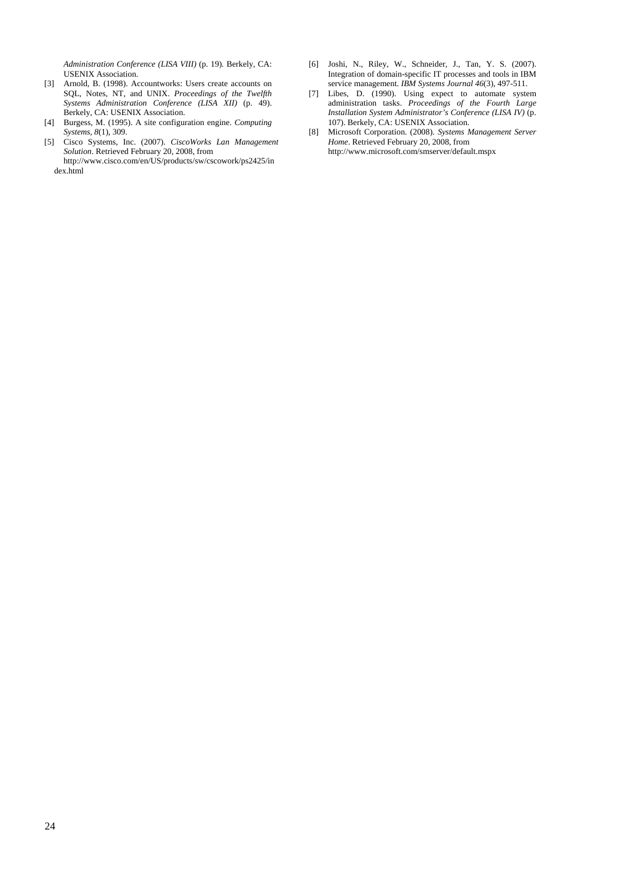*Administration Conference (LISA VIII)* (p. 19). Berkely, CA: USENIX Association.

[3] Arnold, B. (1998). Accountworks: Users create accounts on SQL, Notes, NT, and UNIX. *Proceedings of the Twelfth Systems Administration Conference (LISA XII)* (p. 49). Berkely, CA: USENIX Association.

[4] Burgess, M. (1995). A site configuration engine. *Computing Systems, 8*(1), 309.

[5] Cisco Systems, Inc. (2007). *CiscoWorks Lan Management Solution*. Retrieved February 20, 2008, from http://www.cisco.com/en/US/products/sw/cscowork/ps2425/index.html

[6] Joshi, N., Riley, W., Schneider, J., Tan, Y. S. (2007). Integration of domain-specific IT processes and tools in IBM service management. *IBM Systems Journal 46*(3), 497-511.

[7] Libes, D. (1990). Using expect to automate system administration tasks. *Proceedings of the Fourth Large Installation System Administrator's Conference (LISA IV)* (p. 107). Berkely, CA: USENIX Association.

[8] Microsoft Corporation. (2008). *Systems Management Server Home*. Retrieved February 20, 2008, from http://www.microsoft.com/smserver/default.mspx